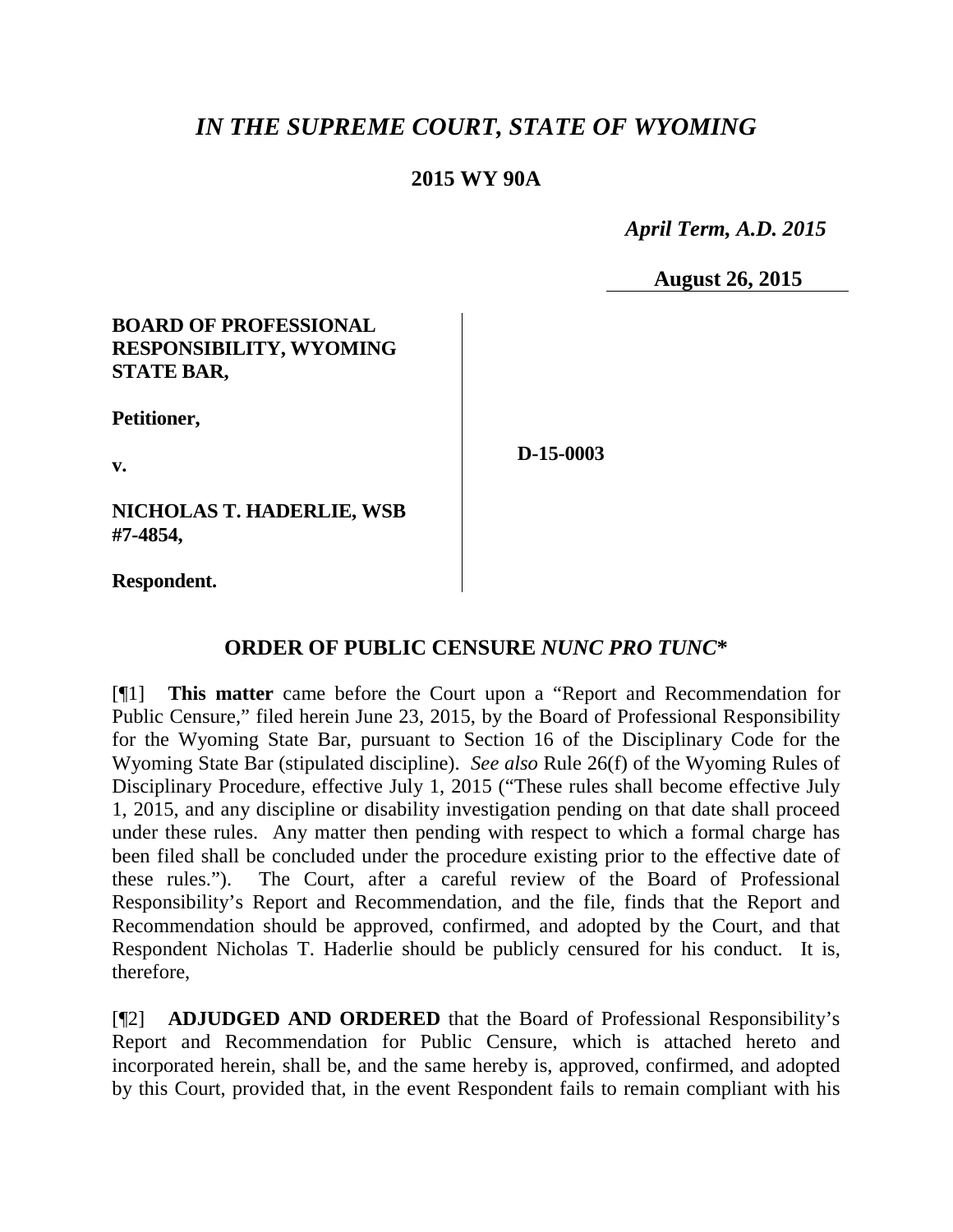# *IN THE SUPREME COURT, STATE OF WYOMING*

**2015 WY 90A**

*April Term, A.D. 2015*

**August 26, 2015**

**BOARD OF PROFESSIONAL RESPONSIBILITY, WYOMING STATE BAR,**

**Petitioner,**

**v.**

**NICHOLAS T. HADERLIE, WSB #7-4854,**

**Respondent.**

**D-15-0003**

## ORDER OF PUBLIC CENSURE *NUNC PRO TUNC*\*

[¶1] **This matter** came before the Court upon a "Report and Recommendation for Public Censure," filed herein June 23, 2015, by the Board of Professional Responsibility for the Wyoming State Bar, pursuant to Section 16 of the Disciplinary Code for the Wyoming State Bar (stipulated discipline). *See also* Rule 26(f) of the Wyoming Rules of Disciplinary Procedure, effective July 1, 2015 ("These rules shall become effective July 1, 2015, and any discipline or disability investigation pending on that date shall proceed under these rules. Any matter then pending with respect to which a formal charge has been filed shall be concluded under the procedure existing prior to the effective date of these rules."). The Court, after a careful review of the Board of Professional Responsibility's Report and Recommendation, and the file, finds that the Report and Recommendation should be approved, confirmed, and adopted by the Court, and that Respondent Nicholas T. Haderlie should be publicly censured for his conduct. It is, therefore,

[¶2] **ADJUDGED AND ORDERED** that the Board of Professional Responsibility's Report and Recommendation for Public Censure, which is attached hereto and incorporated herein, shall be, and the same hereby is, approved, confirmed, and adopted by this Court, provided that, in the event Respondent fails to remain compliant with his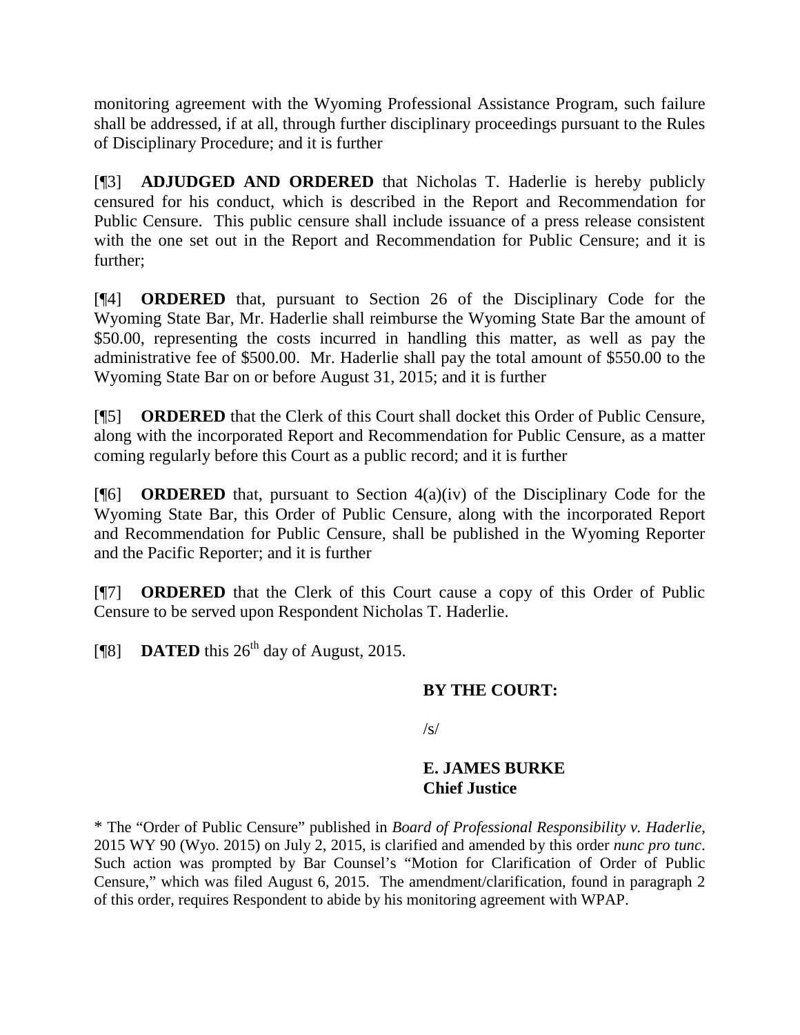monitoring agreement with the Wyoming Professional Assistance Program, such failure shall be addressed, if at all, through further disciplinary proceedings pursuant to the Rules of Disciplinary Procedure; and it is further

[¶3] **ADJUDGED AND ORDERED** that Nicholas T. Haderlie is hereby publicly censured for his conduct, which is described in the Report and Recommendation for Public Censure. This public censure shall include issuance of a press release consistent with the one set out in the Report and Recommendation for Public Censure; and it is further;

[¶4] **ORDERED** that, pursuant to Section 26 of the Disciplinary Code for the Wyoming State Bar, Mr. Haderlie shall reimburse the Wyoming State Bar the amount of $50.00, representing the costs incurred in handling this matter, as well as pay the administrative fee of $500.00. Mr. Haderlie shall pay the total amount of $550.00 to the Wyoming State Bar on or before August 31, 2015; and it is further

[¶5] **ORDERED** that the Clerk of this Court shall docket this Order of Public Censure, along with the incorporated Report and Recommendation for Public Censure, as a matter coming regularly before this Court as a public record; and it is further

[¶6] **ORDERED** that, pursuant to Section 4(a)(iv) of the Disciplinary Code for the Wyoming State Bar, this Order of Public Censure, along with the incorporated Report and Recommendation for Public Censure, shall be published in the Wyoming Reporter and the Pacific Reporter; and it is further

[¶7] **ORDERED** that the Clerk of this Court cause a copy of this Order of Public Censure to be served upon Respondent Nicholas T. Haderlie.

[¶8] **DATED** this 26th day of August, 2015.

**BY THE COURT:**

/s/

**E. JAMES BURKE**
**Chief Justice**

\* The "Order of Public Censure" published in *Board of Professional Responsibility v. Haderlie*, 2015 WY 90 (Wyo. 2015) on July 2, 2015, is clarified and amended by this order *nunc pro tunc*. Such action was prompted by Bar Counsel's "Motion for Clarification of Order of Public Censure," which was filed August 6, 2015. The amendment/clarification, found in paragraph 2 of this order, requires Respondent to abide by his monitoring agreement with WPAP.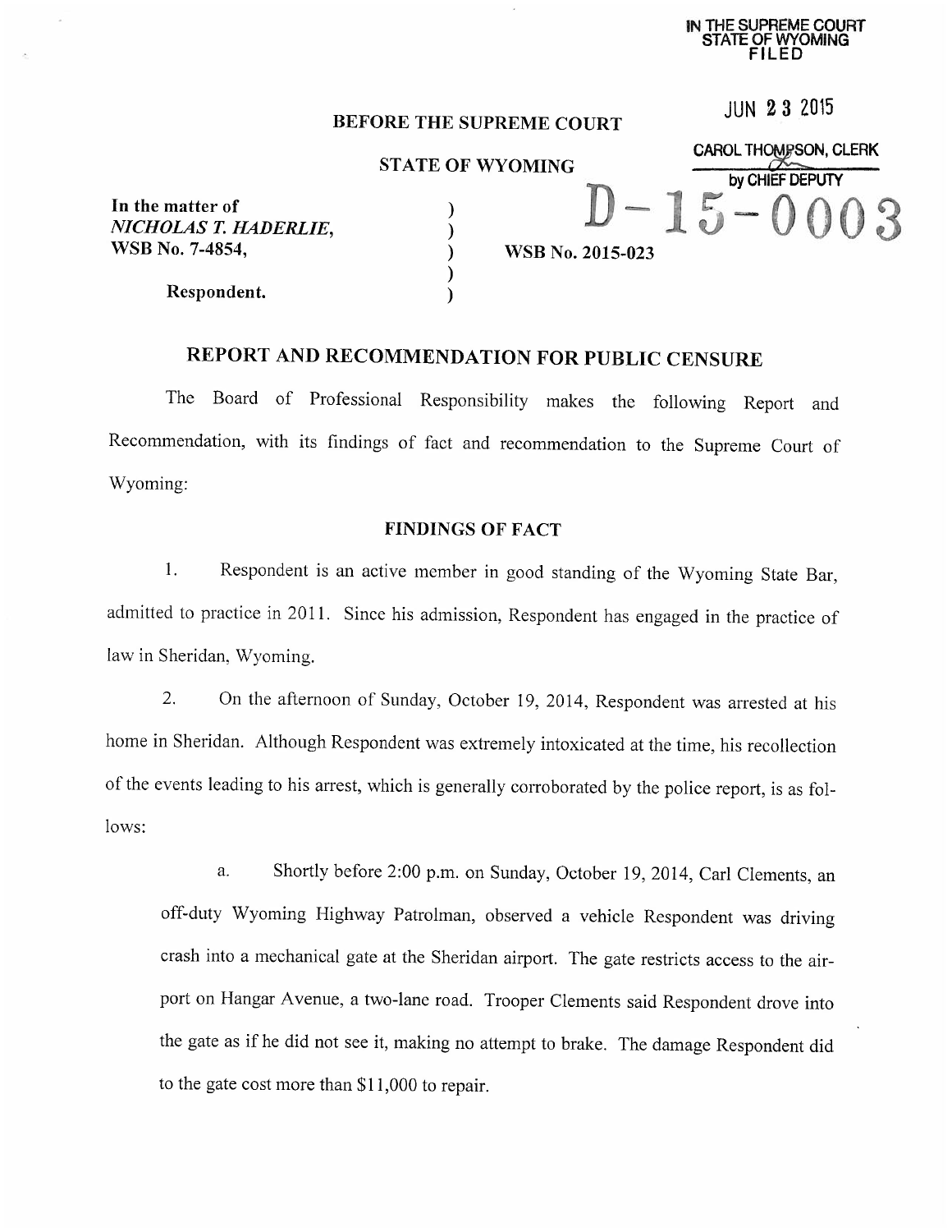IN THE SUPREME COURT
STATE OF WYOMING
FILED

JUN 23 2015

CAROL THOMPSON, CLERK
by CHIEF DEPUTY

D-15-0003

## BEFORE THE SUPREME COURT

## STATE OF WYOMING

| | | |
|---|---|---|
| **In the matter of** | ) | |
| ***NICHOLAS T. HADERLIE,*** | ) | |
| **WSB No. 7-4854,** | ) | **WSB No. 2015-023** |
| | ) | |
| **Respondent.** | ) | |

# REPORT AND RECOMMENDATION FOR PUBLIC CENSURE

The Board of Professional Responsibility makes the following Report and Recommendation, with its findings of fact and recommendation to the Supreme Court of Wyoming:

## FINDINGS OF FACT

1. Respondent is an active member in good standing of the Wyoming State Bar, admitted to practice in 2011. Since his admission, Respondent has engaged in the practice of law in Sheridan, Wyoming.

2. On the afternoon of Sunday, October 19, 2014, Respondent was arrested at his home in Sheridan. Although Respondent was extremely intoxicated at the time, his recollection of the events leading to his arrest, which is generally corroborated by the police report, is as follows:

   a. Shortly before 2:00 p.m. on Sunday, October 19, 2014, Carl Clements, an off-duty Wyoming Highway Patrolman, observed a vehicle Respondent was driving crash into a mechanical gate at the Sheridan airport. The gate restricts access to the airport on Hangar Avenue, a two-lane road. Trooper Clements said Respondent drove into the gate as if he did not see it, making no attempt to brake. The damage Respondent did to the gate cost more than $11,000 to repair.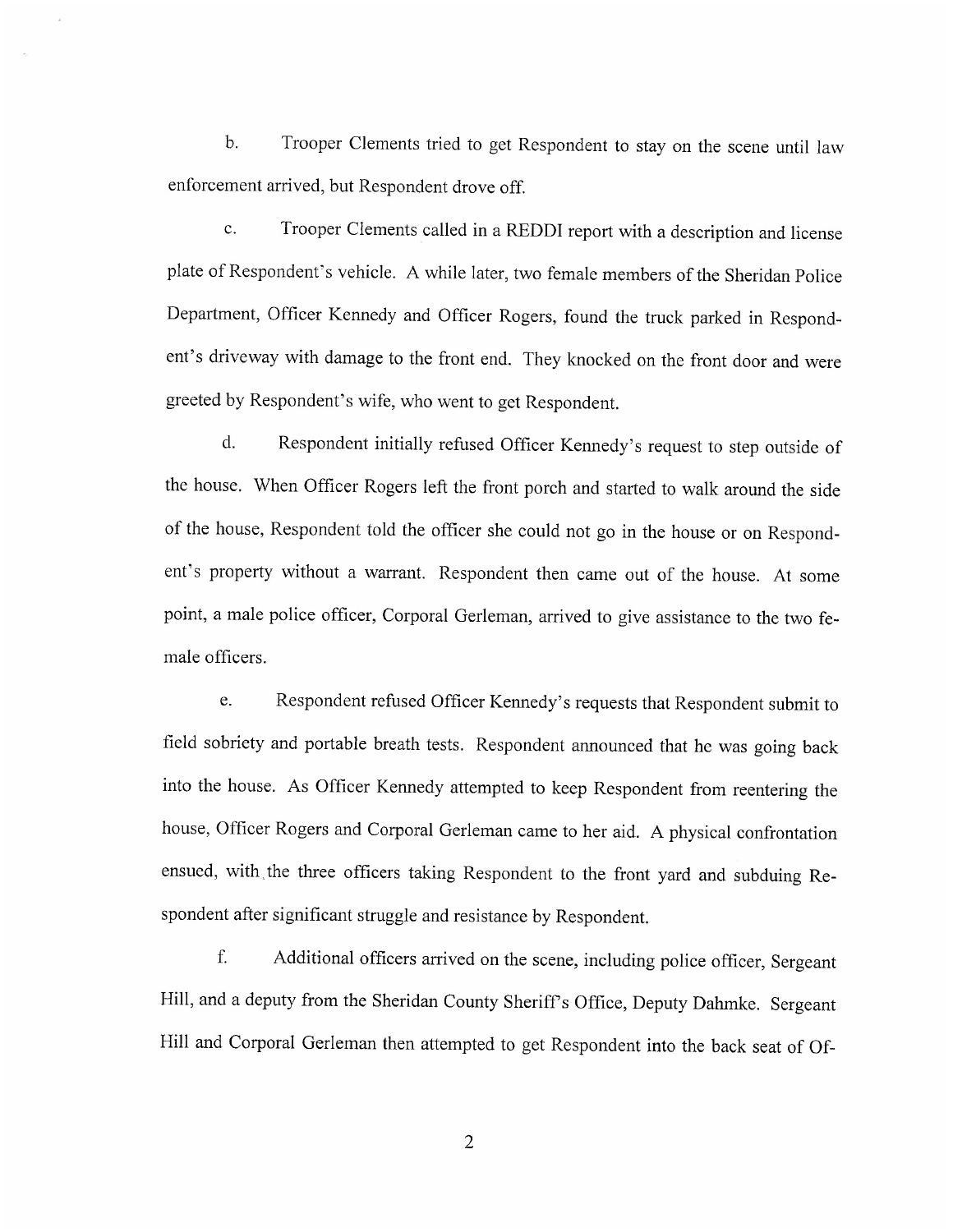b. Trooper Clements tried to get Respondent to stay on the scene until law enforcement arrived, but Respondent drove off.

c. Trooper Clements called in a REDDI report with a description and license plate of Respondent's vehicle. A while later, two female members of the Sheridan Police Department, Officer Kennedy and Officer Rogers, found the truck parked in Respondent's driveway with damage to the front end. They knocked on the front door and were greeted by Respondent's wife, who went to get Respondent.

d. Respondent initially refused Officer Kennedy's request to step outside of the house. When Officer Rogers left the front porch and started to walk around the side of the house, Respondent told the officer she could not go in the house or on Respondent's property without a warrant. Respondent then came out of the house. At some point, a male police officer, Corporal Gerleman, arrived to give assistance to the two female officers.

e. Respondent refused Officer Kennedy's requests that Respondent submit to field sobriety and portable breath tests. Respondent announced that he was going back into the house. As Officer Kennedy attempted to keep Respondent from reentering the house, Officer Rogers and Corporal Gerleman came to her aid. A physical confrontation ensued, with the three officers taking Respondent to the front yard and subduing Respondent after significant struggle and resistance by Respondent.

f. Additional officers arrived on the scene, including police officer, Sergeant Hill, and a deputy from the Sheridan County Sheriff's Office, Deputy Dahmke. Sergeant Hill and Corporal Gerleman then attempted to get Respondent into the back seat of Of-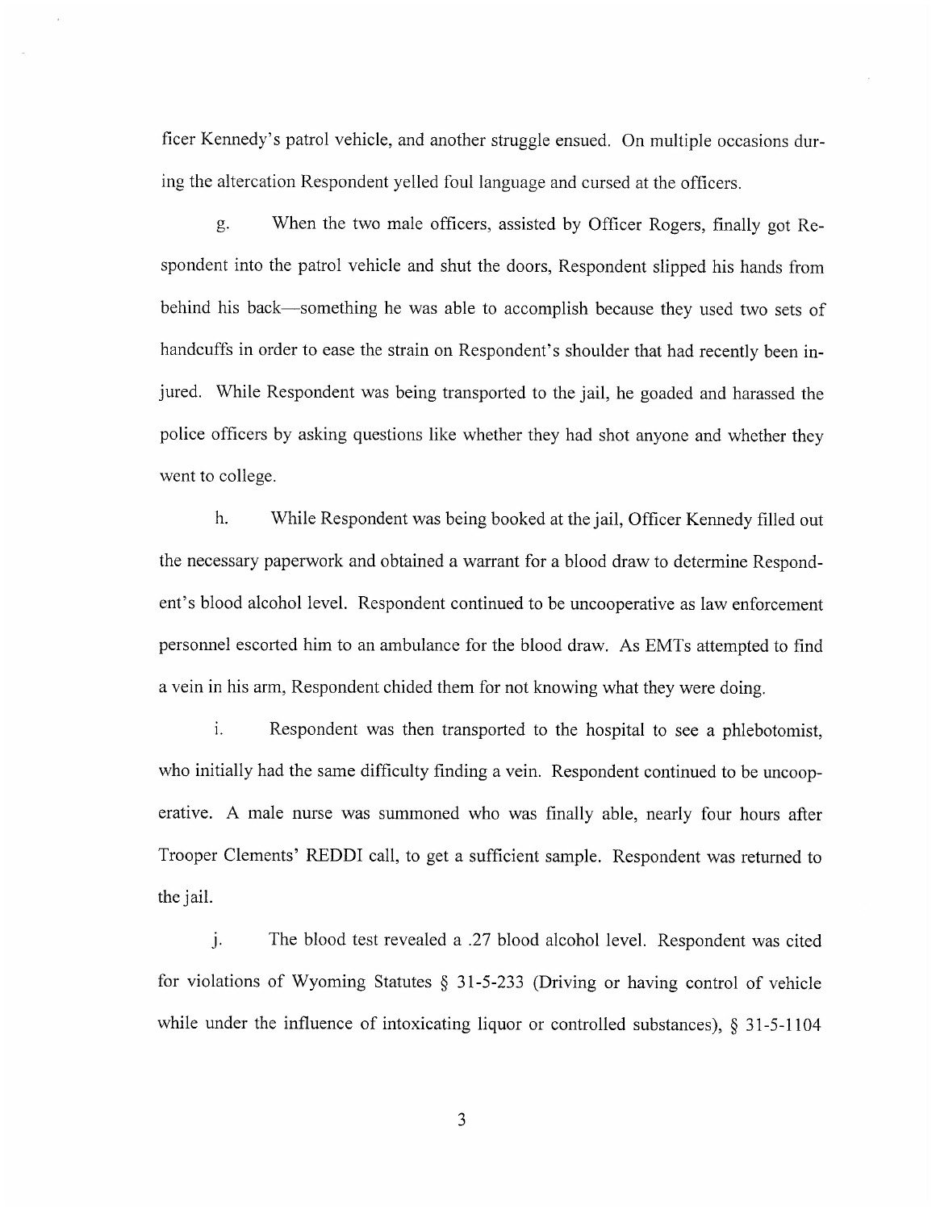ficer Kennedy's patrol vehicle, and another struggle ensued. On multiple occasions during the altercation Respondent yelled foul language and cursed at the officers.

g. When the two male officers, assisted by Officer Rogers, finally got Respondent into the patrol vehicle and shut the doors, Respondent slipped his hands from behind his back—something he was able to accomplish because they used two sets of handcuffs in order to ease the strain on Respondent's shoulder that had recently been injured. While Respondent was being transported to the jail, he goaded and harassed the police officers by asking questions like whether they had shot anyone and whether they went to college.

h. While Respondent was being booked at the jail, Officer Kennedy filled out the necessary paperwork and obtained a warrant for a blood draw to determine Respondent's blood alcohol level. Respondent continued to be uncooperative as law enforcement personnel escorted him to an ambulance for the blood draw. As EMTs attempted to find a vein in his arm, Respondent chided them for not knowing what they were doing.

i. Respondent was then transported to the hospital to see a phlebotomist, who initially had the same difficulty finding a vein. Respondent continued to be uncooperative. A male nurse was summoned who was finally able, nearly four hours after Trooper Clements' REDDI call, to get a sufficient sample. Respondent was returned to the jail.

j. The blood test revealed a .27 blood alcohol level. Respondent was cited for violations of Wyoming Statutes § 31-5-233 (Driving or having control of vehicle while under the influence of intoxicating liquor or controlled substances), § 31-5-1104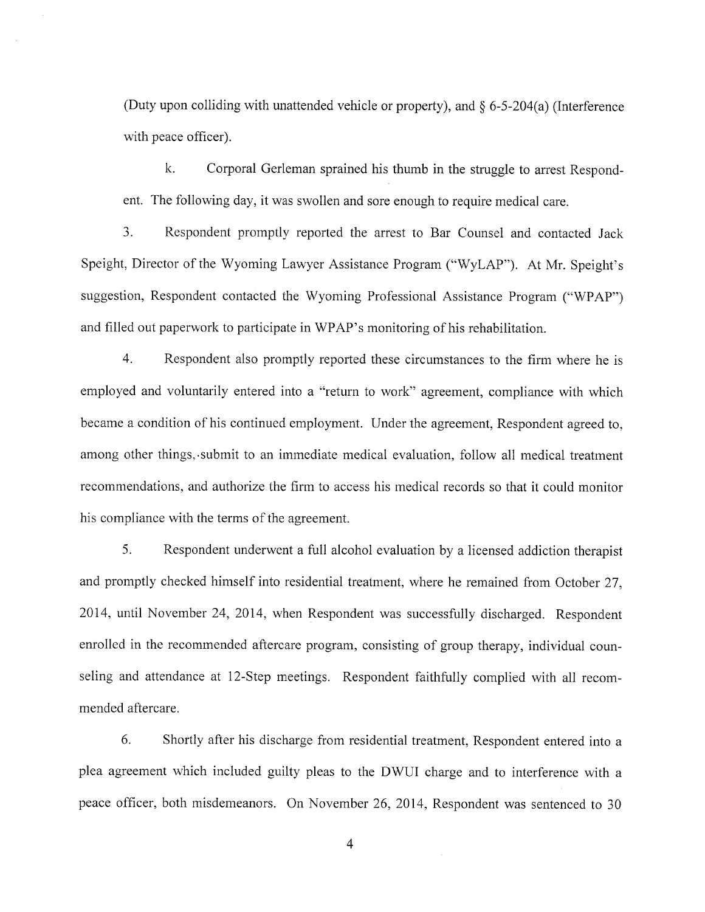(Duty upon colliding with unattended vehicle or property), and § 6-5-204(a) (Interference with peace officer).

k. Corporal Gerleman sprained his thumb in the struggle to arrest Respondent. The following day, it was swollen and sore enough to require medical care.

3. Respondent promptly reported the arrest to Bar Counsel and contacted Jack Speight, Director of the Wyoming Lawyer Assistance Program ("WyLAP"). At Mr. Speight's suggestion, Respondent contacted the Wyoming Professional Assistance Program ("WPAP") and filled out paperwork to participate in WPAP's monitoring of his rehabilitation.

4. Respondent also promptly reported these circumstances to the firm where he is employed and voluntarily entered into a "return to work" agreement, compliance with which became a condition of his continued employment. Under the agreement, Respondent agreed to, among other things, submit to an immediate medical evaluation, follow all medical treatment recommendations, and authorize the firm to access his medical records so that it could monitor his compliance with the terms of the agreement.

5. Respondent underwent a full alcohol evaluation by a licensed addiction therapist and promptly checked himself into residential treatment, where he remained from October 27, 2014, until November 24, 2014, when Respondent was successfully discharged. Respondent enrolled in the recommended aftercare program, consisting of group therapy, individual counseling and attendance at 12-Step meetings. Respondent faithfully complied with all recommended aftercare.

6. Shortly after his discharge from residential treatment, Respondent entered into a plea agreement which included guilty pleas to the DWUI charge and to interference with a peace officer, both misdemeanors. On November 26, 2014, Respondent was sentenced to 30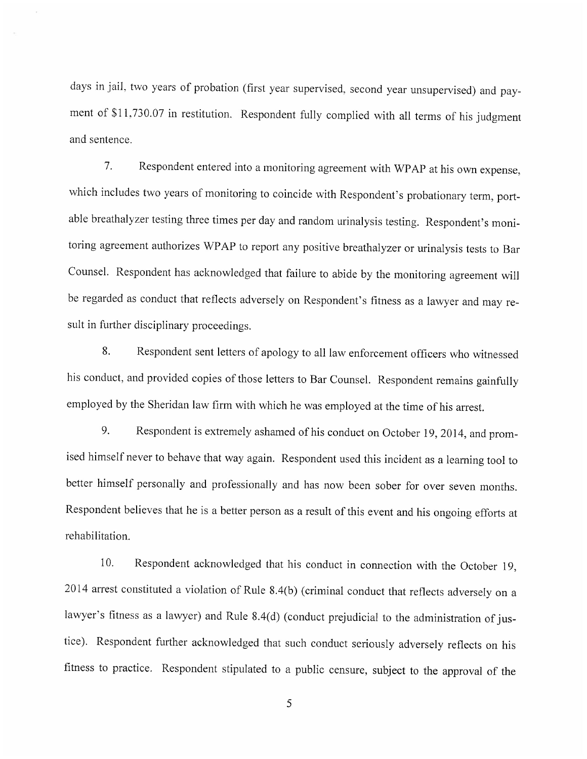days in jail, two years of probation (first year supervised, second year unsupervised) and payment of $11,730.07 in restitution. Respondent fully complied with all terms of his judgment and sentence.

7. Respondent entered into a monitoring agreement with WPAP at his own expense, which includes two years of monitoring to coincide with Respondent's probationary term, portable breathalyzer testing three times per day and random urinalysis testing. Respondent's monitoring agreement authorizes WPAP to report any positive breathalyzer or urinalysis tests to Bar Counsel. Respondent has acknowledged that failure to abide by the monitoring agreement will be regarded as conduct that reflects adversely on Respondent's fitness as a lawyer and may result in further disciplinary proceedings.

8. Respondent sent letters of apology to all law enforcement officers who witnessed his conduct, and provided copies of those letters to Bar Counsel. Respondent remains gainfully employed by the Sheridan law firm with which he was employed at the time of his arrest.

9. Respondent is extremely ashamed of his conduct on October 19, 2014, and promised himself never to behave that way again. Respondent used this incident as a learning tool to better himself personally and professionally and has now been sober for over seven months. Respondent believes that he is a better person as a result of this event and his ongoing efforts at rehabilitation.

10. Respondent acknowledged that his conduct in connection with the October 19, 2014 arrest constituted a violation of Rule 8.4(b) (criminal conduct that reflects adversely on a lawyer's fitness as a lawyer) and Rule 8.4(d) (conduct prejudicial to the administration of justice). Respondent further acknowledged that such conduct seriously adversely reflects on his fitness to practice. Respondent stipulated to a public censure, subject to the approval of the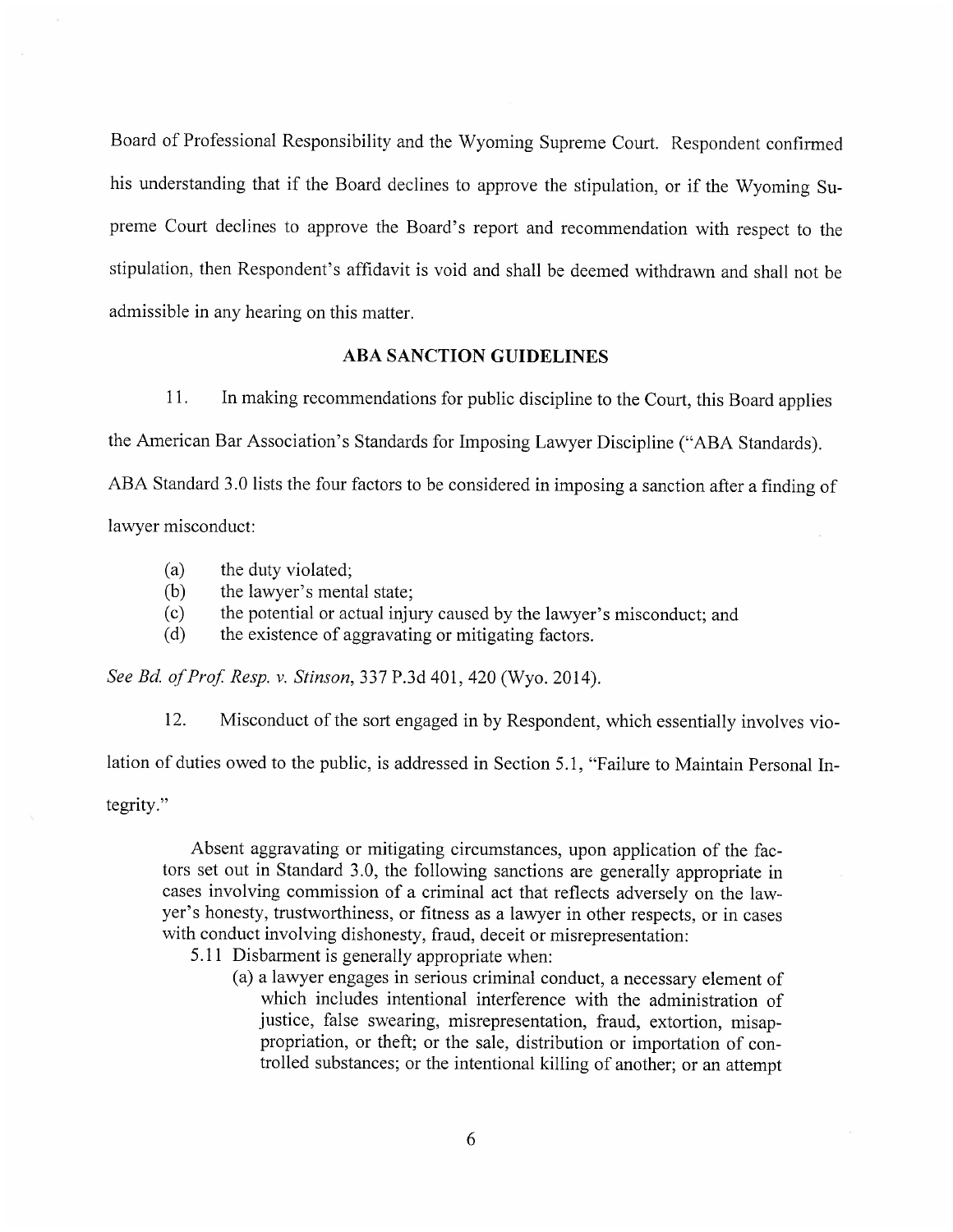Board of Professional Responsibility and the Wyoming Supreme Court. Respondent confirmed his understanding that if the Board declines to approve the stipulation, or if the Wyoming Supreme Court declines to approve the Board's report and recommendation with respect to the stipulation, then Respondent's affidavit is void and shall be deemed withdrawn and shall not be admissible in any hearing on this matter.

## ABA SANCTION GUIDELINES

11. In making recommendations for public discipline to the Court, this Board applies the American Bar Association's Standards for Imposing Lawyer Discipline ("ABA Standards). ABA Standard 3.0 lists the four factors to be considered in imposing a sanction after a finding of lawyer misconduct:

(a) the duty violated;
(b) the lawyer's mental state;
(c) the potential or actual injury caused by the lawyer's misconduct; and
(d) the existence of aggravating or mitigating factors.

*See Bd. of Prof. Resp. v. Stinson*, 337 P.3d 401, 420 (Wyo. 2014).

12. Misconduct of the sort engaged in by Respondent, which essentially involves violation of duties owed to the public, is addressed in Section 5.1, "Failure to Maintain Personal Integrity."

> Absent aggravating or mitigating circumstances, upon application of the factors set out in Standard 3.0, the following sanctions are generally appropriate in cases involving commission of a criminal act that reflects adversely on the lawyer's honesty, trustworthiness, or fitness as a lawyer in other respects, or in cases with conduct involving dishonesty, fraud, deceit or misrepresentation:
>
> 5.11 Disbarment is generally appropriate when:
>
> (a) a lawyer engages in serious criminal conduct, a necessary element of which includes intentional interference with the administration of justice, false swearing, misrepresentation, fraud, extortion, misappropriation, or theft; or the sale, distribution or importation of controlled substances; or the intentional killing of another; or an attempt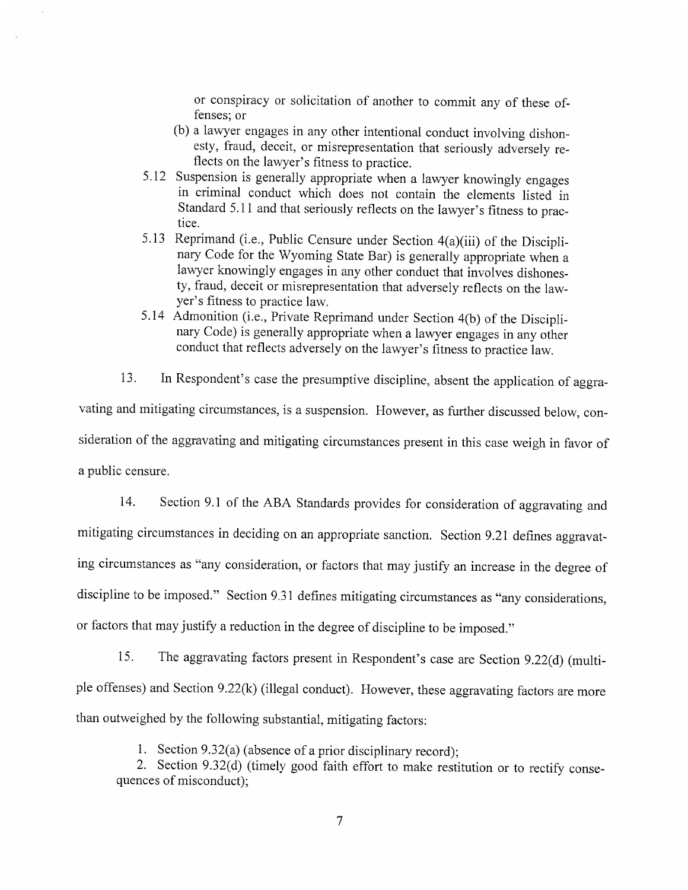or conspiracy or solicitation of another to commit any of these offenses; or

(b) a lawyer engages in any other intentional conduct involving dishonesty, fraud, deceit, or misrepresentation that seriously adversely reflects on the lawyer's fitness to practice.

5.12 Suspension is generally appropriate when a lawyer knowingly engages in criminal conduct which does not contain the elements listed in Standard 5.11 and that seriously reflects on the lawyer's fitness to practice.

5.13 Reprimand (i.e., Public Censure under Section 4(a)(iii) of the Disciplinary Code for the Wyoming State Bar) is generally appropriate when a lawyer knowingly engages in any other conduct that involves dishonesty, fraud, deceit or misrepresentation that adversely reflects on the lawyer's fitness to practice law.

5.14 Admonition (i.e., Private Reprimand under Section 4(b) of the Disciplinary Code) is generally appropriate when a lawyer engages in any other conduct that reflects adversely on the lawyer's fitness to practice law.

13. In Respondent's case the presumptive discipline, absent the application of aggravating and mitigating circumstances, is a suspension. However, as further discussed below, consideration of the aggravating and mitigating circumstances present in this case weigh in favor of a public censure.

14. Section 9.1 of the ABA Standards provides for consideration of aggravating and mitigating circumstances in deciding on an appropriate sanction. Section 9.21 defines aggravating circumstances as "any consideration, or factors that may justify an increase in the degree of discipline to be imposed." Section 9.31 defines mitigating circumstances as "any considerations, or factors that may justify a reduction in the degree of discipline to be imposed."

15. The aggravating factors present in Respondent's case are Section 9.22(d) (multiple offenses) and Section 9.22(k) (illegal conduct). However, these aggravating factors are more than outweighed by the following substantial, mitigating factors:

1. Section 9.32(a) (absence of a prior disciplinary record);
2. Section 9.32(d) (timely good faith effort to make restitution or to rectify consequences of misconduct);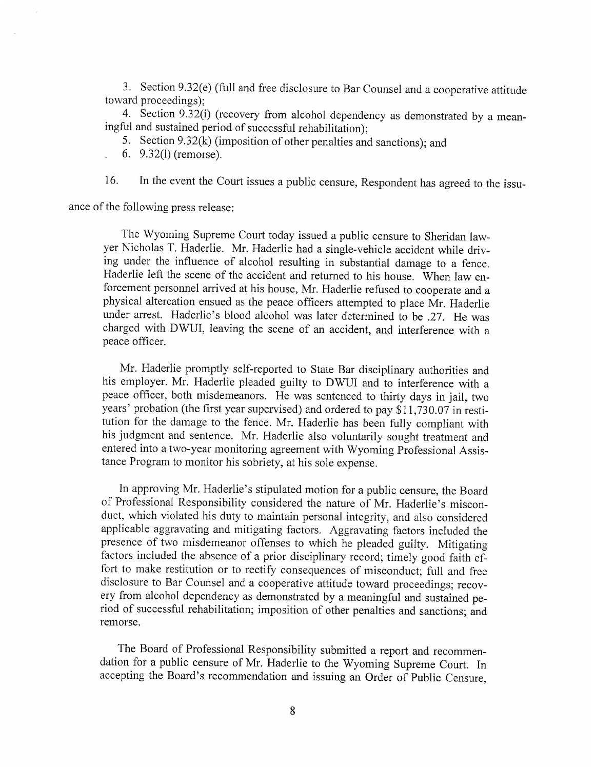3. Section 9.32(e) (full and free disclosure to Bar Counsel and a cooperative attitude toward proceedings);

4. Section 9.32(i) (recovery from alcohol dependency as demonstrated by a meaningful and sustained period of successful rehabilitation);

5. Section 9.32(k) (imposition of other penalties and sanctions); and

6. 9.32(l) (remorse).

16. In the event the Court issues a public censure, Respondent has agreed to the issuance of the following press release:

> The Wyoming Supreme Court today issued a public censure to Sheridan lawyer Nicholas T. Haderlie. Mr. Haderlie had a single-vehicle accident while driving under the influence of alcohol resulting in substantial damage to a fence. Haderlie left the scene of the accident and returned to his house. When law enforcement personnel arrived at his house, Mr. Haderlie refused to cooperate and a physical altercation ensued as the peace officers attempted to place Mr. Haderlie under arrest. Haderlie's blood alcohol was later determined to be .27. He was charged with DWUI, leaving the scene of an accident, and interference with a peace officer.
>
> Mr. Haderlie promptly self-reported to State Bar disciplinary authorities and his employer. Mr. Haderlie pleaded guilty to DWUI and to interference with a peace officer, both misdemeanors. He was sentenced to thirty days in jail, two years' probation (the first year supervised) and ordered to pay $11,730.07 in restitution for the damage to the fence. Mr. Haderlie has been fully compliant with his judgment and sentence. Mr. Haderlie also voluntarily sought treatment and entered into a two-year monitoring agreement with Wyoming Professional Assistance Program to monitor his sobriety, at his sole expense.
>
> In approving Mr. Haderlie's stipulated motion for a public censure, the Board of Professional Responsibility considered the nature of Mr. Haderlie's misconduct, which violated his duty to maintain personal integrity, and also considered applicable aggravating and mitigating factors. Aggravating factors included the presence of two misdemeanor offenses to which he pleaded guilty. Mitigating factors included the absence of a prior disciplinary record; timely good faith effort to make restitution or to rectify consequences of misconduct; full and free disclosure to Bar Counsel and a cooperative attitude toward proceedings; recovery from alcohol dependency as demonstrated by a meaningful and sustained period of successful rehabilitation; imposition of other penalties and sanctions; and remorse.
>
> The Board of Professional Responsibility submitted a report and recommendation for a public censure of Mr. Haderlie to the Wyoming Supreme Court. In accepting the Board's recommendation and issuing an Order of Public Censure,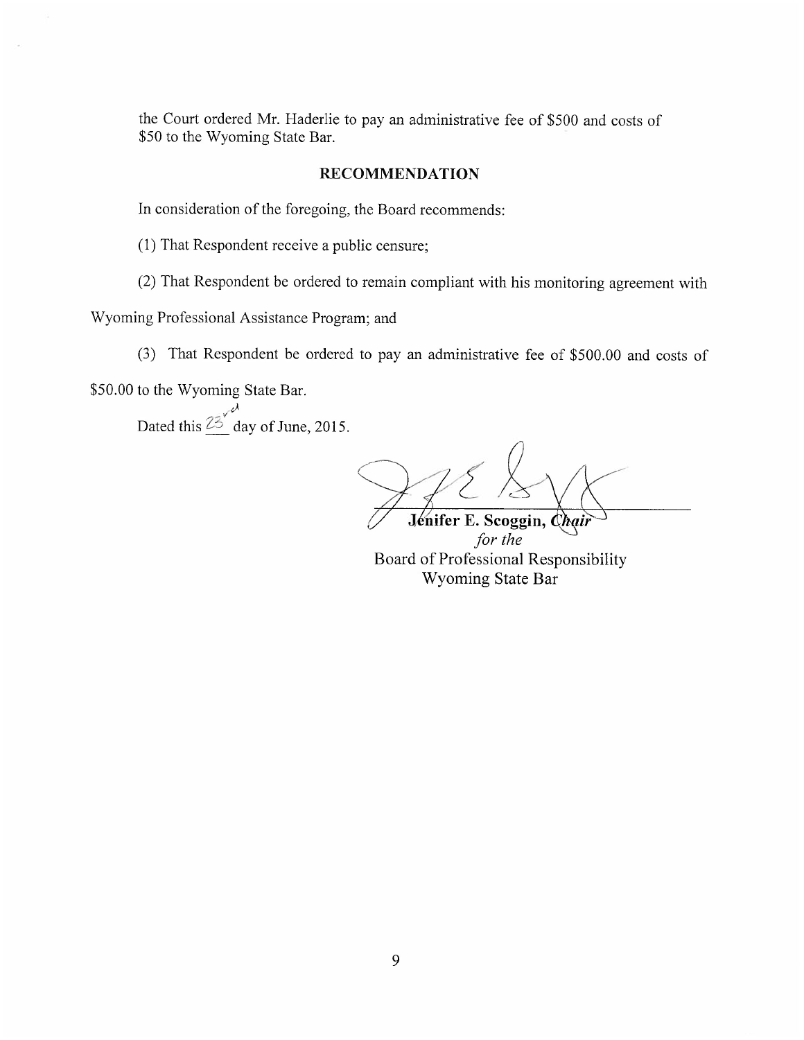the Court ordered Mr. Haderlie to pay an administrative fee of $500 and costs of $50 to the Wyoming State Bar.

## RECOMMENDATION

In consideration of the foregoing, the Board recommends:

(1) That Respondent receive a public censure;

(2) That Respondent be ordered to remain compliant with his monitoring agreement with Wyoming Professional Assistance Program; and

(3) That Respondent be ordered to pay an administrative fee of $500.00 and costs of $50.00 to the Wyoming State Bar.

Dated this 23rd day of June, 2015.

**Jenifer E. Scoggin, Chair**
*for the*
Board of Professional Responsibility
Wyoming State Bar